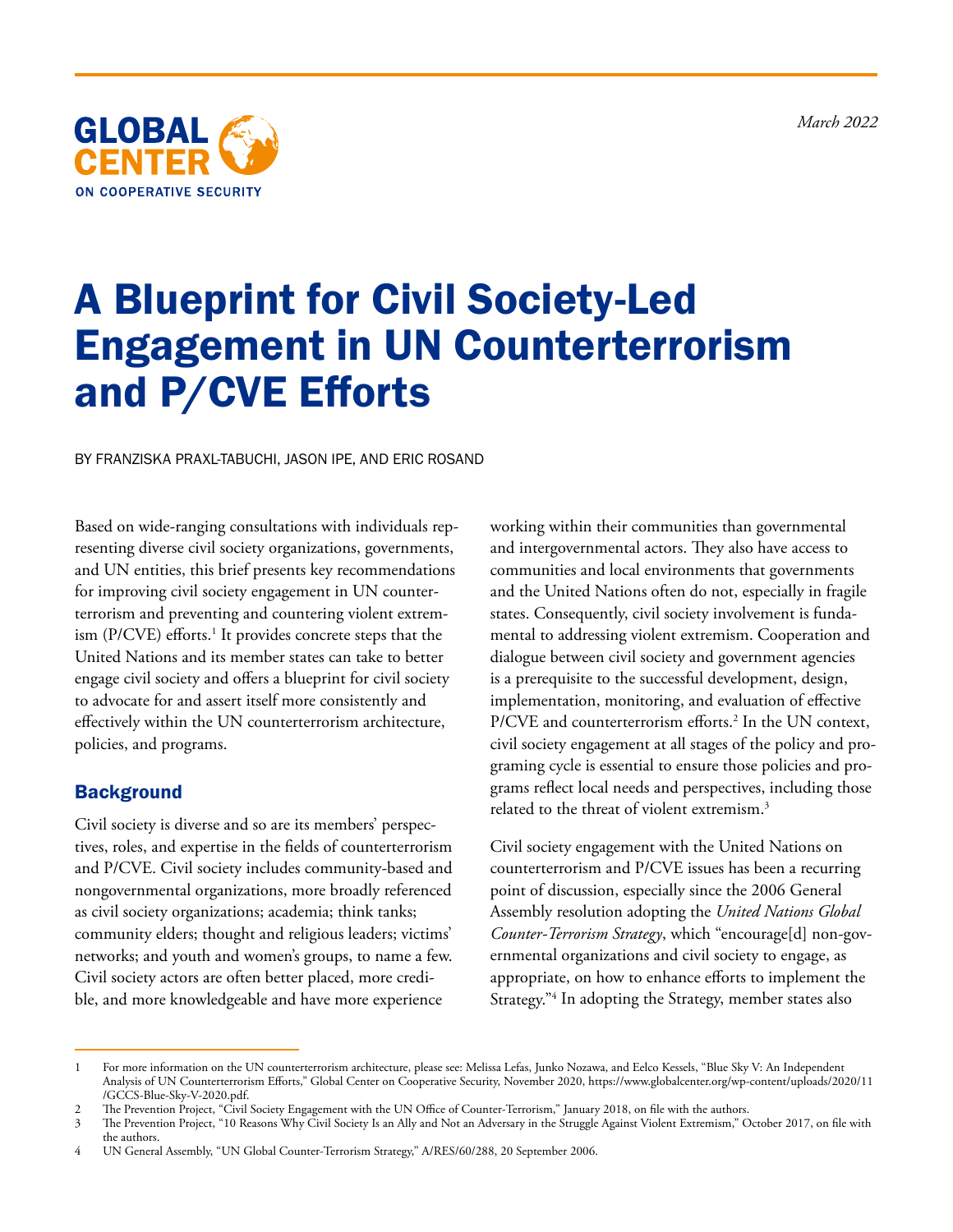GLOBAL CENTER
ON COOPERATIVE SECURITY

*March 2022*

# A Blueprint for Civil Society-Led Engagement in UN Counterterrorism and P/CVE Efforts

BY FRANZISKA PRAXL-TABUCHI, JASON IPE, AND ERIC ROSAND

Based on wide-ranging consultations with individuals representing diverse civil society organizations, governments, and UN entities, this brief presents key recommendations for improving civil society engagement in UN counterterrorism and preventing and countering violent extremism (P/CVE) efforts.[1] It provides concrete steps that the United Nations and its member states can take to better engage civil society and offers a blueprint for civil society to advocate for and assert itself more consistently and effectively within the UN counterterrorism architecture, policies, and programs.

## Background

Civil society is diverse and so are its members' perspectives, roles, and expertise in the fields of counterterrorism and P/CVE. Civil society includes community-based and nongovernmental organizations, more broadly referenced as civil society organizations; academia; think tanks; community elders; thought and religious leaders; victims' networks; and youth and women's groups, to name a few. Civil society actors are often better placed, more credible, and more knowledgeable and have more experience working within their communities than governmental and intergovernmental actors. They also have access to communities and local environments that governments and the United Nations often do not, especially in fragile states. Consequently, civil society involvement is fundamental to addressing violent extremism. Cooperation and dialogue between civil society and government agencies is a prerequisite to the successful development, design, implementation, monitoring, and evaluation of effective P/CVE and counterterrorism efforts.[2] In the UN context, civil society engagement at all stages of the policy and programing cycle is essential to ensure those policies and programs reflect local needs and perspectives, including those related to the threat of violent extremism.[3]

Civil society engagement with the United Nations on counterterrorism and P/CVE issues has been a recurring point of discussion, especially since the 2006 General Assembly resolution adopting the *United Nations Global Counter-Terrorism Strategy*, which "encourage[d] non-governmental organizations and civil society to engage, as appropriate, on how to enhance efforts to implement the Strategy."[4] In adopting the Strategy, member states also

---

1 For more information on the UN counterterrorism architecture, please see: Melissa Lefas, Junko Nozawa, and Eelco Kessels, "Blue Sky V: An Independent Analysis of UN Counterterrorism Efforts," Global Center on Cooperative Security, November 2020, https://www.globalcenter.org/wp-content/uploads/2020/11/GCCS-Blue-Sky-V-2020.pdf.

2 The Prevention Project, "Civil Society Engagement with the UN Office of Counter-Terrorism," January 2018, on file with the authors.

3 The Prevention Project, "10 Reasons Why Civil Society Is an Ally and Not an Adversary in the Struggle Against Violent Extremism," October 2017, on file with the authors.

4 UN General Assembly, "UN Global Counter-Terrorism Strategy," A/RES/60/288, 20 September 2006.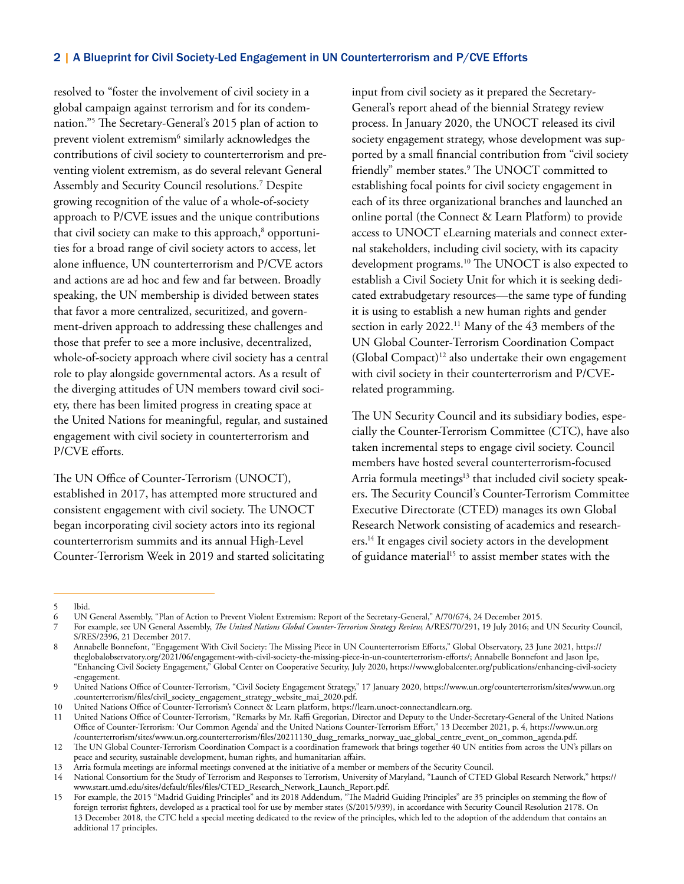resolved to "foster the involvement of civil society in a global campaign against terrorism and for its condemnation."[5] The Secretary-General's 2015 plan of action to prevent violent extremism[6] similarly acknowledges the contributions of civil society to counterterrorism and preventing violent extremism, as do several relevant General Assembly and Security Council resolutions.[7] Despite growing recognition of the value of a whole-of-society approach to P/CVE issues and the unique contributions that civil society can make to this approach,[8] opportunities for a broad range of civil society actors to access, let alone influence, UN counterterrorism and P/CVE actors and actions are ad hoc and few and far between. Broadly speaking, the UN membership is divided between states that favor a more centralized, securitized, and government-driven approach to addressing these challenges and those that prefer to see a more inclusive, decentralized, whole-of-society approach where civil society has a central role to play alongside governmental actors. As a result of the diverging attitudes of UN members toward civil society, there has been limited progress in creating space at the United Nations for meaningful, regular, and sustained engagement with civil society in counterterrorism and P/CVE efforts.

The UN Office of Counter-Terrorism (UNOCT), established in 2017, has attempted more structured and consistent engagement with civil society. The UNOCT began incorporating civil society actors into its regional counterterrorism summits and its annual High-Level Counter-Terrorism Week in 2019 and started solicitating input from civil society as it prepared the Secretary-General's report ahead of the biennial Strategy review process. In January 2020, the UNOCT released its civil society engagement strategy, whose development was supported by a small financial contribution from "civil society friendly" member states.[9] The UNOCT committed to establishing focal points for civil society engagement in each of its three organizational branches and launched an online portal (the Connect & Learn Platform) to provide access to UNOCT eLearning materials and connect external stakeholders, including civil society, with its capacity development programs.[10] The UNOCT is also expected to establish a Civil Society Unit for which it is seeking dedicated extrabudgetary resources—the same type of funding it is using to establish a new human rights and gender section in early 2022.[11] Many of the 43 members of the UN Global Counter-Terrorism Coordination Compact (Global Compact)[12] also undertake their own engagement with civil society in their counterterrorism and P/CVE-related programming.

The UN Security Council and its subsidiary bodies, especially the Counter-Terrorism Committee (CTC), have also taken incremental steps to engage civil society. Council members have hosted several counterterrorism-focused Arria formula meetings[13] that included civil society speakers. The Security Council's Counter-Terrorism Committee Executive Directorate (CTED) manages its own Global Research Network consisting of academics and researchers.[14] It engages civil society actors in the development of guidance material[15] to assist member states with the

---

5 Ibid.

6 UN General Assembly, "Plan of Action to Prevent Violent Extremism: Report of the Secretary-General," A/70/674, 24 December 2015.

7 For example, see UN General Assembly, *The United Nations Global Counter-Terrorism Strategy Review*, A/RES/70/291, 19 July 2016; and UN Security Council, S/RES/2396, 21 December 2017.

8 Annabelle Bonnefont, "Engagement With Civil Society: The Missing Piece in UN Counterterrorism Efforts," Global Observatory, 23 June 2021, https://theglobalobservatory.org/2021/06/engagement-with-civil-society-the-missing-piece-in-un-counterterrorism-efforts/; Annabelle Bonnefont and Jason Ipe, "Enhancing Civil Society Engagement," Global Center on Cooperative Security, July 2020, https://www.globalcenter.org/publications/enhancing-civil-society-engagement.

9 United Nations Office of Counter-Terrorism, "Civil Society Engagement Strategy," 17 January 2020, https://www.un.org/counterterrorism/sites/www.un.org.counterterrorism/files/civil_society_engagement_strategy_website_mai_2020.pdf.

10 United Nations Office of Counter-Terrorism's Connect & Learn platform, https://learn.unoct-connectandlearn.org.

11 United Nations Office of Counter-Terrorism, "Remarks by Mr. Raffi Gregorian, Director and Deputy to the Under-Secretary-General of the United Nations Office of Counter-Terrorism: 'Our Common Agenda' and the United Nations Counter-Terrorism Effort," 13 December 2021, p. 4, https://www.un.org/counterterrorism/sites/www.un.org.counterterrorism/files/20211130_dusg_remarks_norway_uae_global_centre_event_on_common_agenda.pdf.

12 The UN Global Counter-Terrorism Coordination Compact is a coordination framework that brings together 40 UN entities from across the UN's pillars on peace and security, sustainable development, human rights, and humanitarian affairs.

13 Arria formula meetings are informal meetings convened at the initiative of a member or members of the Security Council.

14 National Consortium for the Study of Terrorism and Responses to Terrorism, University of Maryland, "Launch of CTED Global Research Network," https://www.start.umd.edu/sites/default/files/files/CTED_Research_Network_Launch_Report.pdf.

15 For example, the 2015 "Madrid Guiding Principles" and its 2018 Addendum, "The Madrid Guiding Principles" are 35 principles on stemming the flow of foreign terrorist fighters, developed as a practical tool for use by member states (S/2015/939), in accordance with Security Council Resolution 2178. On 13 December 2018, the CTC held a special meeting dedicated to the review of the principles, which led to the adoption of the addendum that contains an additional 17 principles.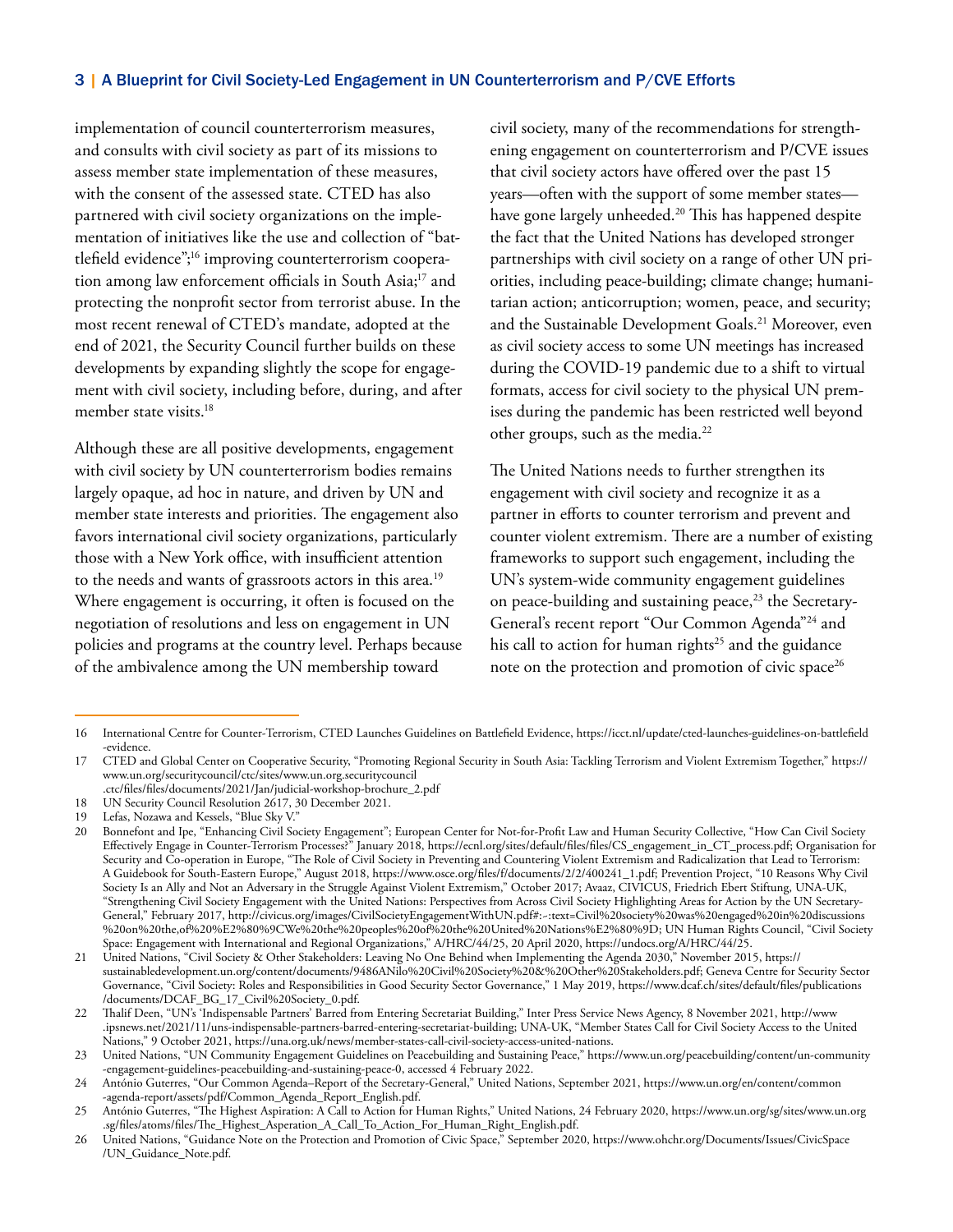implementation of council counterterrorism measures, and consults with civil society as part of its missions to assess member state implementation of these measures, with the consent of the assessed state. CTED has also partnered with civil society organizations on the implementation of initiatives like the use and collection of "battlefield evidence";[16] improving counterterrorism cooperation among law enforcement officials in South Asia;[17] and protecting the nonprofit sector from terrorist abuse. In the most recent renewal of CTED's mandate, adopted at the end of 2021, the Security Council further builds on these developments by expanding slightly the scope for engagement with civil society, including before, during, and after member state visits.[18]

Although these are all positive developments, engagement with civil society by UN counterterrorism bodies remains largely opaque, ad hoc in nature, and driven by UN and member state interests and priorities. The engagement also favors international civil society organizations, particularly those with a New York office, with insufficient attention to the needs and wants of grassroots actors in this area.[19] Where engagement is occurring, it often is focused on the negotiation of resolutions and less on engagement in UN policies and programs at the country level. Perhaps because of the ambivalence among the UN membership toward civil society, many of the recommendations for strengthening engagement on counterterrorism and P/CVE issues that civil society actors have offered over the past 15 years—often with the support of some member states—have gone largely unheeded.[20] This has happened despite the fact that the United Nations has developed stronger partnerships with civil society on a range of other UN priorities, including peace-building; climate change; humanitarian action; anticorruption; women, peace, and security; and the Sustainable Development Goals.[21] Moreover, even as civil society access to some UN meetings has increased during the COVID-19 pandemic due to a shift to virtual formats, access for civil society to the physical UN premises during the pandemic has been restricted well beyond other groups, such as the media.[22]

The United Nations needs to further strengthen its engagement with civil society and recognize it as a partner in efforts to counter terrorism and prevent and counter violent extremism. There are a number of existing frameworks to support such engagement, including the UN's system-wide community engagement guidelines on peace-building and sustaining peace,[23] the Secretary-General's recent report "Our Common Agenda"[24] and his call to action for human rights[25] and the guidance note on the protection and promotion of civic space[26]

---

16 International Centre for Counter-Terrorism, CTED Launches Guidelines on Battlefield Evidence, https://icct.nl/update/cted-launches-guidelines-on-battlefield-evidence.

17 CTED and Global Center on Cooperative Security, "Promoting Regional Security in South Asia: Tackling Terrorism and Violent Extremism Together," https://www.un.org/securitycouncil/ctc/sites/www.un.org.securitycouncil.ctc/files/files/documents/2021/Jan/judicial-workshop-brochure_2.pdf

18 UN Security Council Resolution 2617, 30 December 2021.

19 Lefas, Nozawa and Kessels, "Blue Sky V."

20 Bonnefont and Ipe, "Enhancing Civil Society Engagement"; European Center for Not-for-Profit Law and Human Security Collective, "How Can Civil Society Effectively Engage in Counter-Terrorism Processes?" January 2018, https://ecnl.org/sites/default/files/files/CS_engagement_in_CT_process.pdf; Organisation for Security and Co-operation in Europe, "The Role of Civil Society in Preventing and Countering Violent Extremism and Radicalization that Lead to Terrorism: A Guidebook for South-Eastern Europe," August 2018, https://www.osce.org/files/f/documents/2/2/400241_1.pdf; Prevention Project, "10 Reasons Why Civil Society Is an Ally and Not an Adversary in the Struggle Against Violent Extremism," October 2017; Avaaz, CIVICUS, Friedrich Ebert Stiftung, UNA-UK, "Strengthening Civil Society Engagement with the United Nations: Perspectives from Across Civil Society Highlighting Areas for Action by the UN Secretary-General," February 2017, http://civicus.org/images/CivilSocietyEngagementWithUN.pdf#:~:text=Civil%20society%20was%20engaged%20in%20discussions%20on%20the,of%20%E2%80%9CWe%20the%20peoples%20of%20the%20United%20Nations%E2%80%9D; UN Human Rights Council, "Civil Society Space: Engagement with International and Regional Organizations," A/HRC/44/25, 20 April 2020, https://undocs.org/A/HRC/44/25.

21 United Nations, "Civil Society & Other Stakeholders: Leaving No One Behind when Implementing the Agenda 2030," November 2015, https://sustainabledevelopment.un.org/content/documents/9486ANilo%20Civil%20Society%20&%20Other%20Stakeholders.pdf; Geneva Centre for Security Sector Governance, "Civil Society: Roles and Responsibilities in Good Security Sector Governance," 1 May 2019, https://www.dcaf.ch/sites/default/files/publications/documents/DCAF_BG_17_Civil%20Society_0.pdf.

22 Thalif Deen, "UN's 'Indispensable Partners' Barred from Entering Secretariat Building," Inter Press Service News Agency, 8 November 2021, http://www.ipsnews.net/2021/11/uns-indispensable-partners-barred-entering-secretariat-building; UNA-UK, "Member States Call for Civil Society Access to the United Nations," 9 October 2021, https://una.org.uk/news/member-states-call-civil-society-access-united-nations.

23 United Nations, "UN Community Engagement Guidelines on Peacebuilding and Sustaining Peace," https://www.un.org/peacebuilding/content/un-community-engagement-guidelines-peacebuilding-and-sustaining-peace-0, accessed 4 February 2022.

24 António Guterres, "Our Common Agenda–Report of the Secretary-General," United Nations, September 2021, https://www.un.org/en/content/common-agenda-report/assets/pdf/Common_Agenda_Report_English.pdf.

25 António Guterres, "The Highest Aspiration: A Call to Action for Human Rights," United Nations, 24 February 2020, https://www.un.org/sg/sites/www.un.org.sg/files/atoms/files/The_Highest_Asperation_A_Call_To_Action_For_Human_Right_English.pdf.

26 United Nations, "Guidance Note on the Protection and Promotion of Civic Space," September 2020, https://www.ohchr.org/Documents/Issues/CivicSpace/UN_Guidance_Note.pdf.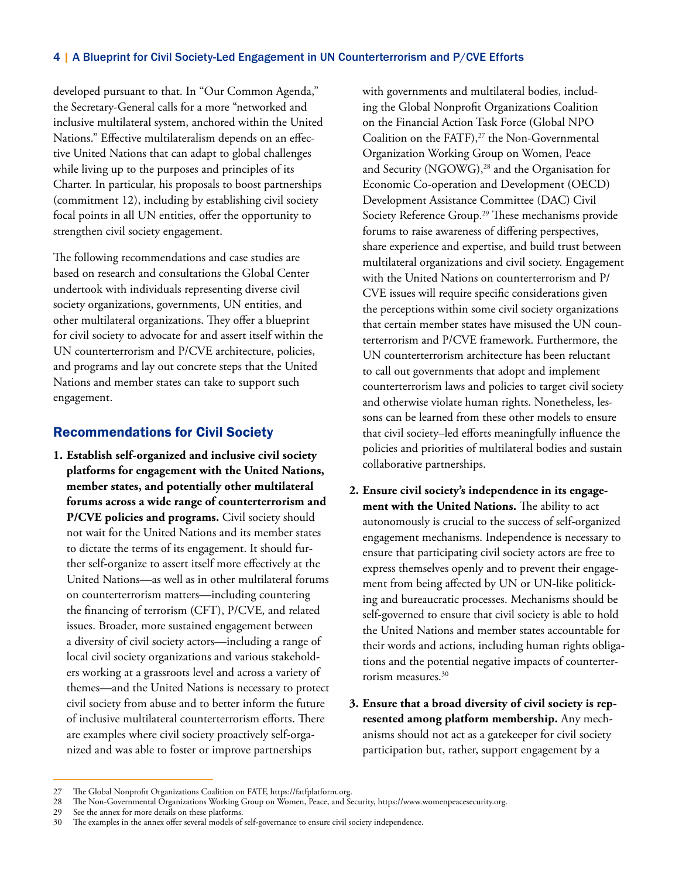developed pursuant to that. In "Our Common Agenda," the Secretary-General calls for a more "networked and inclusive multilateral system, anchored within the United Nations." Effective multilateralism depends on an effective United Nations that can adapt to global challenges while living up to the purposes and principles of its Charter. In particular, his proposals to boost partnerships (commitment 12), including by establishing civil society focal points in all UN entities, offer the opportunity to strengthen civil society engagement.

The following recommendations and case studies are based on research and consultations the Global Center undertook with individuals representing diverse civil society organizations, governments, UN entities, and other multilateral organizations. They offer a blueprint for civil society to advocate for and assert itself within the UN counterterrorism and P/CVE architecture, policies, and programs and lay out concrete steps that the United Nations and member states can take to support such engagement.

## Recommendations for Civil Society

1. **Establish self-organized and inclusive civil society platforms for engagement with the United Nations, member states, and potentially other multilateral forums across a wide range of counterterrorism and P/CVE policies and programs.** Civil society should not wait for the United Nations and its member states to dictate the terms of its engagement. It should further self-organize to assert itself more effectively at the United Nations—as well as in other multilateral forums on counterterrorism matters—including countering the financing of terrorism (CFT), P/CVE, and related issues. Broader, more sustained engagement between a diversity of civil society actors—including a range of local civil society organizations and various stakeholders working at a grassroots level and across a variety of themes—and the United Nations is necessary to protect civil society from abuse and to better inform the future of inclusive multilateral counterterrorism efforts. There are examples where civil society proactively self-organized and was able to foster or improve partnerships with governments and multilateral bodies, including the Global Nonprofit Organizations Coalition on the Financial Action Task Force (Global NPO Coalition on the FATF),[27] the Non-Governmental Organization Working Group on Women, Peace and Security (NGOWG),[28] and the Organisation for Economic Co-operation and Development (OECD) Development Assistance Committee (DAC) Civil Society Reference Group.[29] These mechanisms provide forums to raise awareness of differing perspectives, share experience and expertise, and build trust between multilateral organizations and civil society. Engagement with the United Nations on counterterrorism and P/CVE issues will require specific considerations given the perceptions within some civil society organizations that certain member states have misused the UN counterterrorism and P/CVE framework. Furthermore, the UN counterterrorism architecture has been reluctant to call out governments that adopt and implement counterterrorism laws and policies to target civil society and otherwise violate human rights. Nonetheless, lessons can be learned from these other models to ensure that civil society–led efforts meaningfully influence the policies and priorities of multilateral bodies and sustain collaborative partnerships.

2. **Ensure civil society's independence in its engagement with the United Nations.** The ability to act autonomously is crucial to the success of self-organized engagement mechanisms. Independence is necessary to ensure that participating civil society actors are free to express themselves openly and to prevent their engagement from being affected by UN or UN-like politicking and bureaucratic processes. Mechanisms should be self-governed to ensure that civil society is able to hold the United Nations and member states accountable for their words and actions, including human rights obligations and the potential negative impacts of counterterrorism measures.[30]

3. **Ensure that a broad diversity of civil society is represented among platform membership.** Any mechanisms should not act as a gatekeeper for civil society participation but, rather, support engagement by a

---

27 The Global Nonprofit Organizations Coalition on FATF, https://fatfplatform.org.

28 The Non-Governmental Organizations Working Group on Women, Peace, and Security, https://www.womenpeacesecurity.org.

29 See the annex for more details on these platforms.

30 The examples in the annex offer several models of self-governance to ensure civil society independence.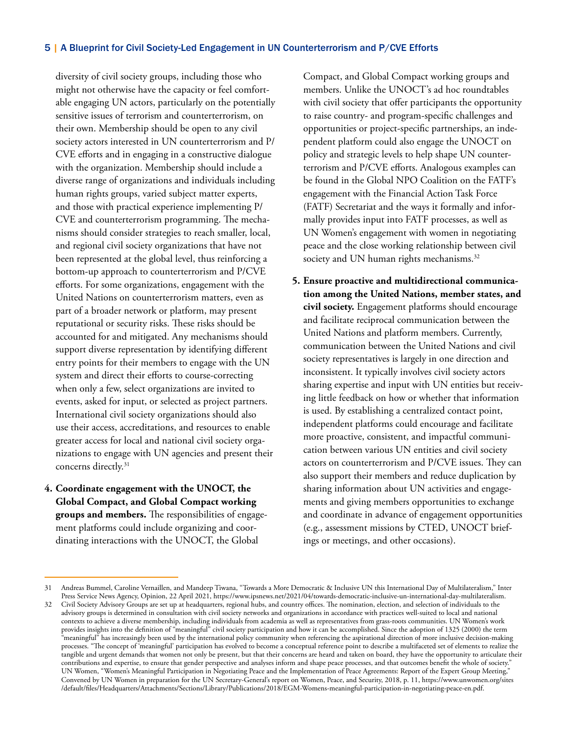diversity of civil society groups, including those who might not otherwise have the capacity or feel comfortable engaging UN actors, particularly on the potentially sensitive issues of terrorism and counterterrorism, on their own. Membership should be open to any civil society actors interested in UN counterterrorism and P/CVE efforts and in engaging in a constructive dialogue with the organization. Membership should include a diverse range of organizations and individuals including human rights groups, varied subject matter experts, and those with practical experience implementing P/CVE and counterterrorism programming. The mechanisms should consider strategies to reach smaller, local, and regional civil society organizations that have not been represented at the global level, thus reinforcing a bottom-up approach to counterterrorism and P/CVE efforts. For some organizations, engagement with the United Nations on counterterrorism matters, even as part of a broader network or platform, may present reputational or security risks. These risks should be accounted for and mitigated. Any mechanisms should support diverse representation by identifying different entry points for their members to engage with the UN system and direct their efforts to course-correcting when only a few, select organizations are invited to events, asked for input, or selected as project partners. International civil society organizations should also use their access, accreditations, and resources to enable greater access for local and national civil society organizations to engage with UN agencies and present their concerns directly.[31]

4. **Coordinate engagement with the UNOCT, the Global Compact, and Global Compact working groups and members.** The responsibilities of engagement platforms could include organizing and coordinating interactions with the UNOCT, the Global Compact, and Global Compact working groups and members. Unlike the UNOCT's ad hoc roundtables with civil society that offer participants the opportunity to raise country- and program-specific challenges and opportunities or project-specific partnerships, an independent platform could also engage the UNOCT on policy and strategic levels to help shape UN counterterrorism and P/CVE efforts. Analogous examples can be found in the Global NPO Coalition on the FATF's engagement with the Financial Action Task Force (FATF) Secretariat and the ways it formally and informally provides input into FATF processes, as well as UN Women's engagement with women in negotiating peace and the close working relationship between civil society and UN human rights mechanisms.[32]

5. **Ensure proactive and multidirectional communication among the United Nations, member states, and civil society.** Engagement platforms should encourage and facilitate reciprocal communication between the United Nations and platform members. Currently, communication between the United Nations and civil society representatives is largely in one direction and inconsistent. It typically involves civil society actors sharing expertise and input with UN entities but receiving little feedback on how or whether that information is used. By establishing a centralized contact point, independent platforms could encourage and facilitate more proactive, consistent, and impactful communication between various UN entities and civil society actors on counterterrorism and P/CVE issues. They can also support their members and reduce duplication by sharing information about UN activities and engagements and giving members opportunities to exchange and coordinate in advance of engagement opportunities (e.g., assessment missions by CTED, UNOCT briefings or meetings, and other occasions).

---

31 Andreas Bummel, Caroline Vernaillen, and Mandeep Tiwana, "Towards a More Democratic & Inclusive UN this International Day of Multilateralism," Inter Press Service News Agency, Opinion, 22 April 2021, https://www.ipsnews.net/2021/04/towards-democratic-inclusive-un-international-day-multilateralism.

32 Civil Society Advisory Groups are set up at headquarters, regional hubs, and country offices. The nomination, election, and selection of individuals to the advisory groups is determined in consultation with civil society networks and organizations in accordance with practices well-suited to local and national contexts to achieve a diverse membership, including individuals from academia as well as representatives from grass-roots communities. UN Women's work provides insights into the definition of "meaningful" civil society participation and how it can be accomplished. Since the adoption of 1325 (2000) the term "meaningful" has increasingly been used by the international policy community when referencing the aspirational direction of more inclusive decision-making processes. "The concept of 'meaningful' participation has evolved to become a conceptual reference point to describe a multifaceted set of elements to realize the tangible and urgent demands that women not only be present, but that their concerns are heard and taken on board, they have the opportunity to articulate their contributions and expertise, to ensure that gender perspective and analyses inform and shape peace processes, and that outcomes benefit the whole of society." UN Women, "Women's Meaningful Participation in Negotiating Peace and the Implementation of Peace Agreements: Report of the Expert Group Meeting," Convened by UN Women in preparation for the UN Secretary-General's report on Women, Peace, and Security, 2018, p. 11, https://www.unwomen.org/sites/default/files/Headquarters/Attachments/Sections/Library/Publications/2018/EGM-Womens-meaningful-participation-in-negotiating-peace-en.pdf.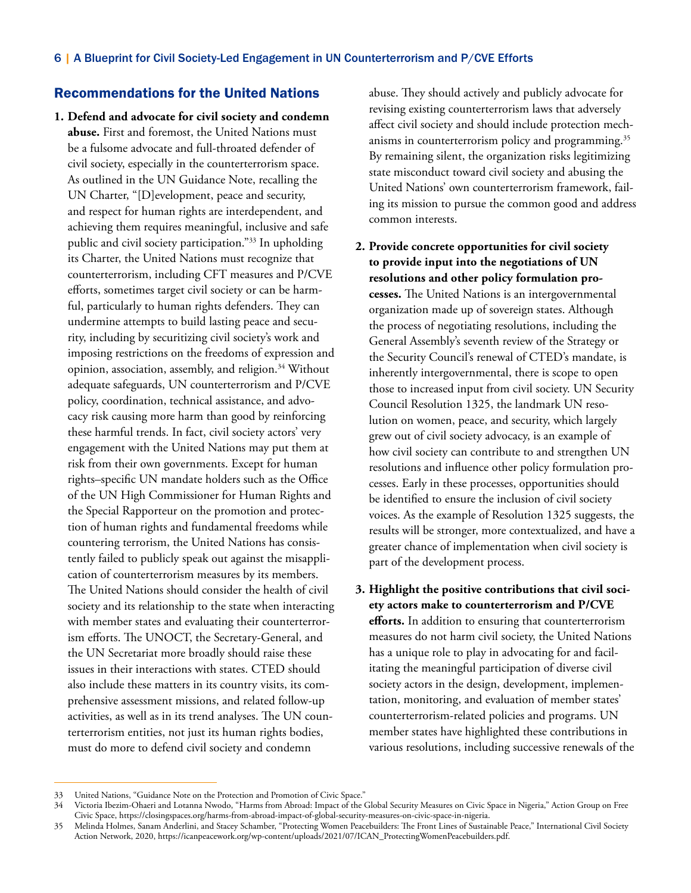## Recommendations for the United Nations

1. **Defend and advocate for civil society and condemn abuse.** First and foremost, the United Nations must be a fulsome advocate and full-throated defender of civil society, especially in the counterterrorism space. As outlined in the UN Guidance Note, recalling the UN Charter, "[D]evelopment, peace and security, and respect for human rights are interdependent, and achieving them requires meaningful, inclusive and safe public and civil society participation."[33] In upholding its Charter, the United Nations must recognize that counterterrorism, including CFT measures and P/CVE efforts, sometimes target civil society or can be harmful, particularly to human rights defenders. They can undermine attempts to build lasting peace and security, including by securitizing civil society's work and imposing restrictions on the freedoms of expression and opinion, association, assembly, and religion.[34] Without adequate safeguards, UN counterterrorism and P/CVE policy, coordination, technical assistance, and advocacy risk causing more harm than good by reinforcing these harmful trends. In fact, civil society actors' very engagement with the United Nations may put them at risk from their own governments. Except for human rights–specific UN mandate holders such as the Office of the UN High Commissioner for Human Rights and the Special Rapporteur on the promotion and protection of human rights and fundamental freedoms while countering terrorism, the United Nations has consistently failed to publicly speak out against the misapplication of counterterrorism measures by its members. The United Nations should consider the health of civil society and its relationship to the state when interacting with member states and evaluating their counterterrorism efforts. The UNOCT, the Secretary-General, and the UN Secretariat more broadly should raise these issues in their interactions with states. CTED should also include these matters in its country visits, its comprehensive assessment missions, and related follow-up activities, as well as in its trend analyses. The UN counterterrorism entities, not just its human rights bodies, must do more to defend civil society and condemn abuse. They should actively and publicly advocate for revising existing counterterrorism laws that adversely affect civil society and should include protection mechanisms in counterterrorism policy and programming.[35] By remaining silent, the organization risks legitimizing state misconduct toward civil society and abusing the United Nations' own counterterrorism framework, failing its mission to pursue the common good and address common interests.

2. **Provide concrete opportunities for civil society to provide input into the negotiations of UN resolutions and other policy formulation processes.** The United Nations is an intergovernmental organization made up of sovereign states. Although the process of negotiating resolutions, including the General Assembly's seventh review of the Strategy or the Security Council's renewal of CTED's mandate, is inherently intergovernmental, there is scope to open those to increased input from civil society. UN Security Council Resolution 1325, the landmark UN resolution on women, peace, and security, which largely grew out of civil society advocacy, is an example of how civil society can contribute to and strengthen UN resolutions and influence other policy formulation processes. Early in these processes, opportunities should be identified to ensure the inclusion of civil society voices. As the example of Resolution 1325 suggests, the results will be stronger, more contextualized, and have a greater chance of implementation when civil society is part of the development process.

3. **Highlight the positive contributions that civil society actors make to counterterrorism and P/CVE efforts.** In addition to ensuring that counterterrorism measures do not harm civil society, the United Nations has a unique role to play in advocating for and facilitating the meaningful participation of diverse civil society actors in the design, development, implementation, monitoring, and evaluation of member states' counterterrorism-related policies and programs. UN member states have highlighted these contributions in various resolutions, including successive renewals of the

---

33 United Nations, "Guidance Note on the Protection and Promotion of Civic Space."

34 Victoria Ibezim-Ohaeri and Lotanna Nwodo, "Harms from Abroad: Impact of the Global Security Measures on Civic Space in Nigeria," Action Group on Free Civic Space, https://closingspaces.org/harms-from-abroad-impact-of-global-security-measures-on-civic-space-in-nigeria.

35 Melinda Holmes, Sanam Anderlini, and Stacey Schamber, "Protecting Women Peacebuilders: The Front Lines of Sustainable Peace," International Civil Society Action Network, 2020, https://icanpeacework.org/wp-content/uploads/2021/07/ICAN_ProtectingWomenPeacebuilders.pdf.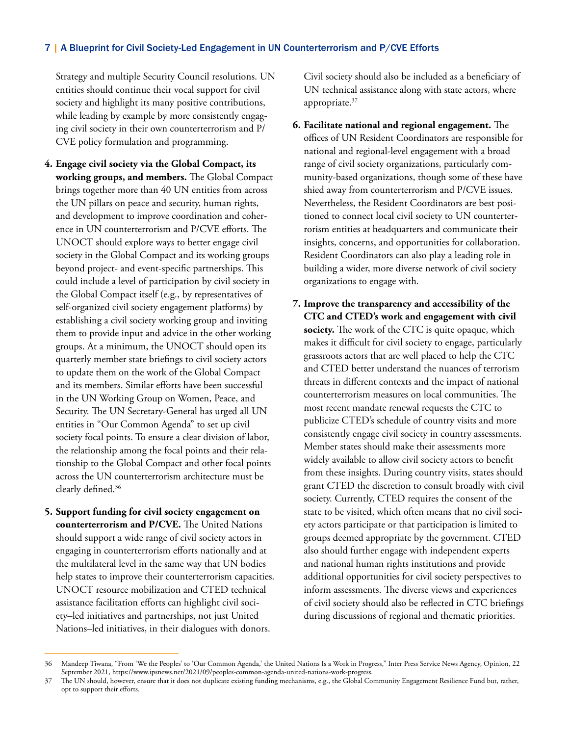Strategy and multiple Security Council resolutions. UN entities should continue their vocal support for civil society and highlight its many positive contributions, while leading by example by more consistently engaging civil society in their own counterterrorism and P/CVE policy formulation and programming.

4. **Engage civil society via the Global Compact, its working groups, and members.** The Global Compact brings together more than 40 UN entities from across the UN pillars on peace and security, human rights, and development to improve coordination and coherence in UN counterterrorism and P/CVE efforts. The UNOCT should explore ways to better engage civil society in the Global Compact and its working groups beyond project- and event-specific partnerships. This could include a level of participation by civil society in the Global Compact itself (e.g., by representatives of self-organized civil society engagement platforms) by establishing a civil society working group and inviting them to provide input and advice in the other working groups. At a minimum, the UNOCT should open its quarterly member state briefings to civil society actors to update them on the work of the Global Compact and its members. Similar efforts have been successful in the UN Working Group on Women, Peace, and Security. The UN Secretary-General has urged all UN entities in "Our Common Agenda" to set up civil society focal points. To ensure a clear division of labor, the relationship among the focal points and their relationship to the Global Compact and other focal points across the UN counterterrorism architecture must be clearly defined.[36]

5. **Support funding for civil society engagement on counterterrorism and P/CVE.** The United Nations should support a wide range of civil society actors in engaging in counterterrorism efforts nationally and at the multilateral level in the same way that UN bodies help states to improve their counterterrorism capacities. UNOCT resource mobilization and CTED technical assistance facilitation efforts can highlight civil society–led initiatives and partnerships, not just United Nations–led initiatives, in their dialogues with donors. Civil society should also be included as a beneficiary of UN technical assistance along with state actors, where appropriate.[37]

6. **Facilitate national and regional engagement.** The offices of UN Resident Coordinators are responsible for national and regional-level engagement with a broad range of civil society organizations, particularly community-based organizations, though some of these have shied away from counterterrorism and P/CVE issues. Nevertheless, the Resident Coordinators are best positioned to connect local civil society to UN counterterrorism entities at headquarters and communicate their insights, concerns, and opportunities for collaboration. Resident Coordinators can also play a leading role in building a wider, more diverse network of civil society organizations to engage with.

7. **Improve the transparency and accessibility of the CTC and CTED's work and engagement with civil society.** The work of the CTC is quite opaque, which makes it difficult for civil society to engage, particularly grassroots actors that are well placed to help the CTC and CTED better understand the nuances of terrorism threats in different contexts and the impact of national counterterrorism measures on local communities. The most recent mandate renewal requests the CTC to publicize CTED's schedule of country visits and more consistently engage civil society in country assessments. Member states should make their assessments more widely available to allow civil society actors to benefit from these insights. During country visits, states should grant CTED the discretion to consult broadly with civil society. Currently, CTED requires the consent of the state to be visited, which often means that no civil society actors participate or that participation is limited to groups deemed appropriate by the government. CTED also should further engage with independent experts and national human rights institutions and provide additional opportunities for civil society perspectives to inform assessments. The diverse views and experiences of civil society should also be reflected in CTC briefings during discussions of regional and thematic priorities.

---

36 Mandeep Tiwana, "From 'We the Peoples' to 'Our Common Agenda,' the United Nations Is a Work in Progress," Inter Press Service News Agency, Opinion, 22 September 2021, https://www.ipsnews.net/2021/09/peoples-common-agenda-united-nations-work-progress.

37 The UN should, however, ensure that it does not duplicate existing funding mechanisms, e.g., the Global Community Engagement Resilience Fund but, rather, opt to support their efforts.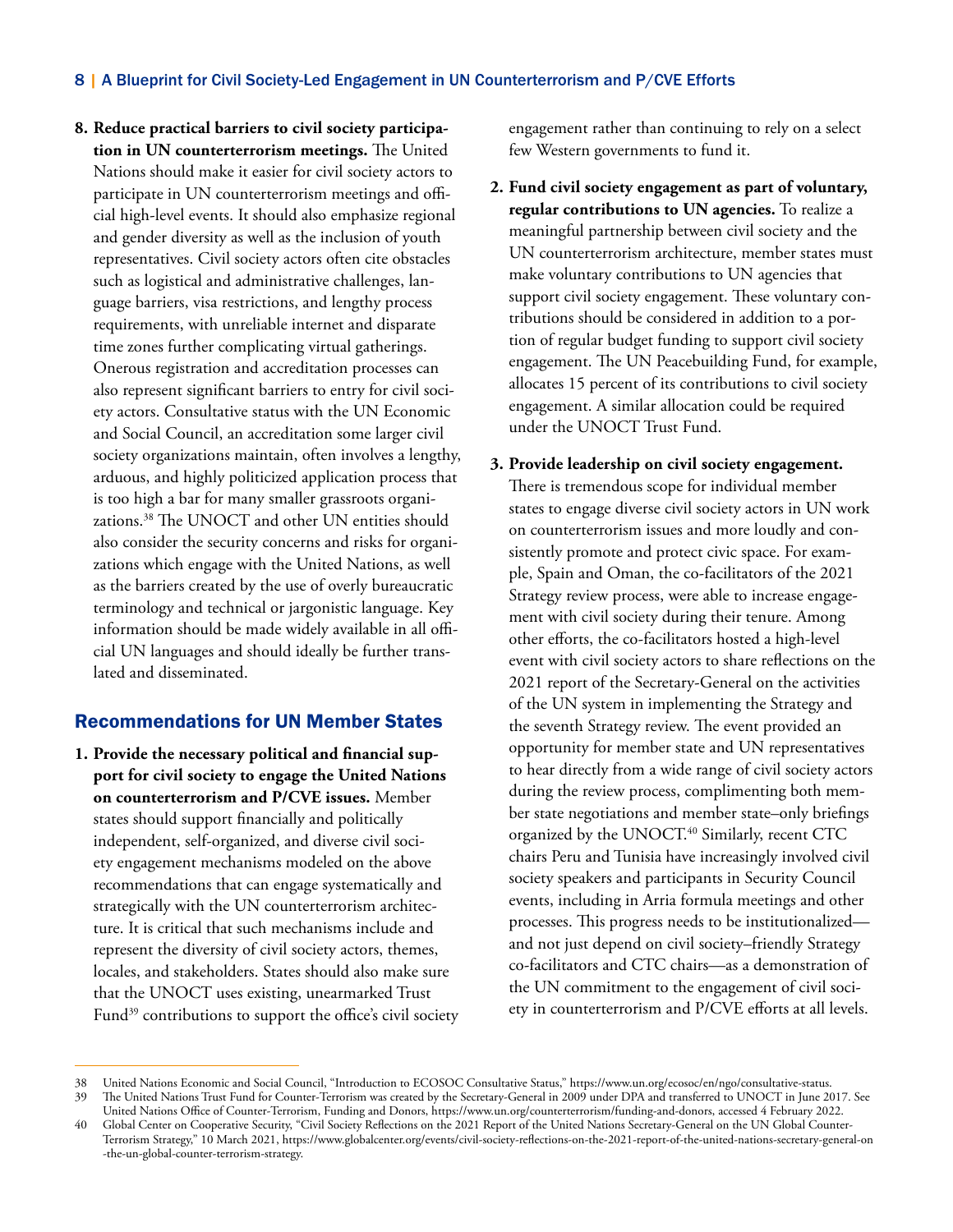8. **Reduce practical barriers to civil society participation in UN counterterrorism meetings.** The United Nations should make it easier for civil society actors to participate in UN counterterrorism meetings and official high-level events. It should also emphasize regional and gender diversity as well as the inclusion of youth representatives. Civil society actors often cite obstacles such as logistical and administrative challenges, language barriers, visa restrictions, and lengthy process requirements, with unreliable internet and disparate time zones further complicating virtual gatherings. Onerous registration and accreditation processes can also represent significant barriers to entry for civil society actors. Consultative status with the UN Economic and Social Council, an accreditation some larger civil society organizations maintain, often involves a lengthy, arduous, and highly politicized application process that is too high a bar for many smaller grassroots organizations.[38] The UNOCT and other UN entities should also consider the security concerns and risks for organizations which engage with the United Nations, as well as the barriers created by the use of overly bureaucratic terminology and technical or jargonistic language. Key information should be made widely available in all official UN languages and should ideally be further translated and disseminated.

## Recommendations for UN Member States

1. **Provide the necessary political and financial support for civil society to engage the United Nations on counterterrorism and P/CVE issues.** Member states should support financially and politically independent, self-organized, and diverse civil society engagement mechanisms modeled on the above recommendations that can engage systematically and strategically with the UN counterterrorism architecture. It is critical that such mechanisms include and represent the diversity of civil society actors, themes, locales, and stakeholders. States should also make sure that the UNOCT uses existing, unearmarked Trust Fund[39] contributions to support the office's civil society engagement rather than continuing to rely on a select few Western governments to fund it.

2. **Fund civil society engagement as part of voluntary, regular contributions to UN agencies.** To realize a meaningful partnership between civil society and the UN counterterrorism architecture, member states must make voluntary contributions to UN agencies that support civil society engagement. These voluntary contributions should be considered in addition to a portion of regular budget funding to support civil society engagement. The UN Peacebuilding Fund, for example, allocates 15 percent of its contributions to civil society engagement. A similar allocation could be required under the UNOCT Trust Fund.

3. **Provide leadership on civil society engagement.** There is tremendous scope for individual member states to engage diverse civil society actors in UN work on counterterrorism issues and more loudly and consistently promote and protect civic space. For example, Spain and Oman, the co-facilitators of the 2021 Strategy review process, were able to increase engagement with civil society during their tenure. Among other efforts, the co-facilitators hosted a high-level event with civil society actors to share reflections on the 2021 report of the Secretary-General on the activities of the UN system in implementing the Strategy and the seventh Strategy review. The event provided an opportunity for member state and UN representatives to hear directly from a wide range of civil society actors during the review process, complimenting both member state negotiations and member state–only briefings organized by the UNOCT.[40] Similarly, recent CTC chairs Peru and Tunisia have increasingly involved civil society speakers and participants in Security Council events, including in Arria formula meetings and other processes. This progress needs to be institutionalized—and not just depend on civil society–friendly Strategy co-facilitators and CTC chairs—as a demonstration of the UN commitment to the engagement of civil society in counterterrorism and P/CVE efforts at all levels.

---

38 United Nations Economic and Social Council, "Introduction to ECOSOC Consultative Status," https://www.un.org/ecosoc/en/ngo/consultative-status.

39 The United Nations Trust Fund for Counter-Terrorism was created by the Secretary-General in 2009 under DPA and transferred to UNOCT in June 2017. See United Nations Office of Counter-Terrorism, Funding and Donors, https://www.un.org/counterterrorism/funding-and-donors, accessed 4 February 2022.

40 Global Center on Cooperative Security, "Civil Society Reflections on the 2021 Report of the United Nations Secretary-General on the UN Global Counter-Terrorism Strategy," 10 March 2021, https://www.globalcenter.org/events/civil-society-reflections-on-the-2021-report-of-the-united-nations-secretary-general-on-the-un-global-counter-terrorism-strategy.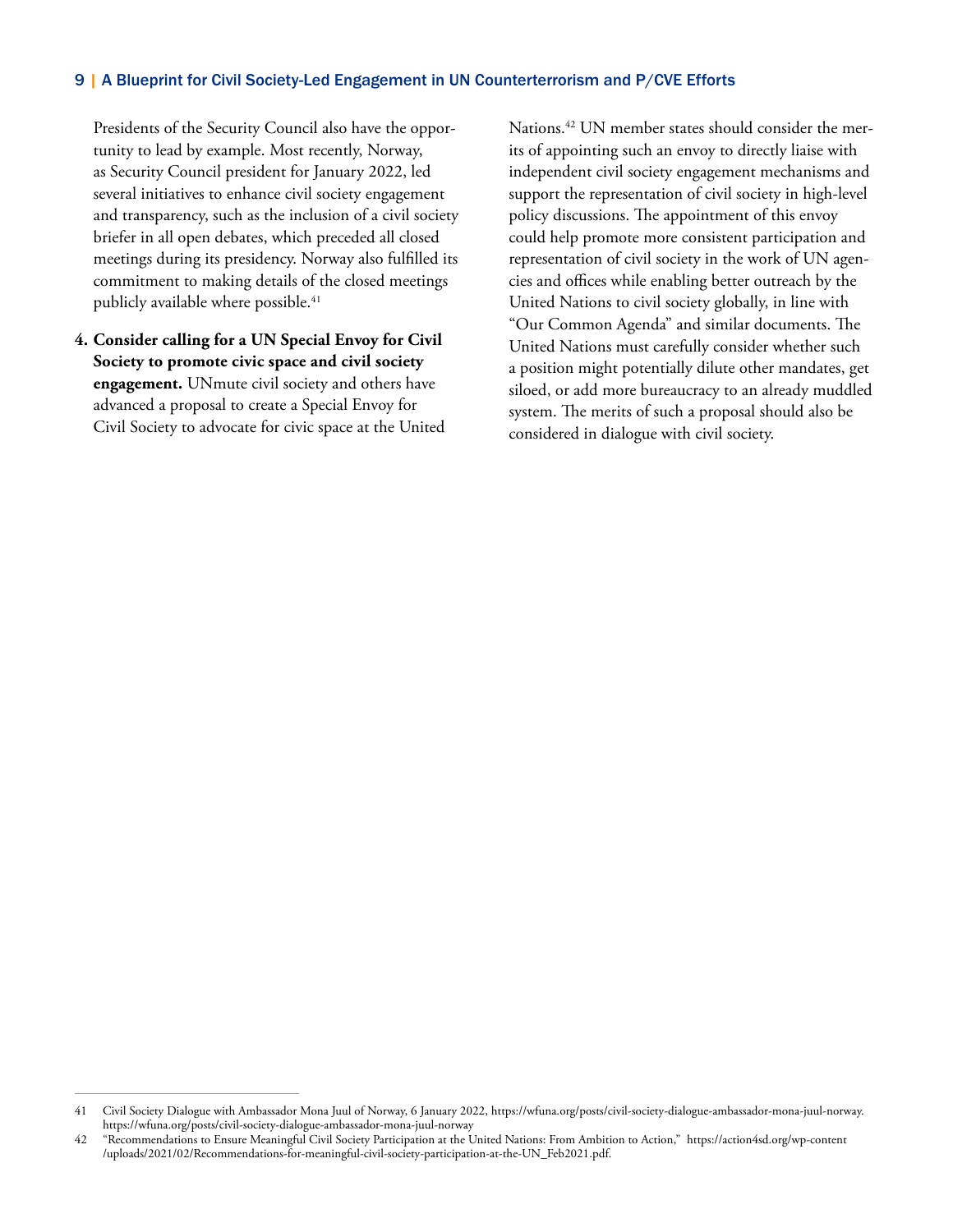Presidents of the Security Council also have the opportunity to lead by example. Most recently, Norway, as Security Council president for January 2022, led several initiatives to enhance civil society engagement and transparency, such as the inclusion of a civil society briefer in all open debates, which preceded all closed meetings during its presidency. Norway also fulfilled its commitment to making details of the closed meetings publicly available where possible.[41]

4. **Consider calling for a UN Special Envoy for Civil Society to promote civic space and civil society engagement.** UNmute civil society and others have advanced a proposal to create a Special Envoy for Civil Society to advocate for civic space at the United Nations.[42] UN member states should consider the merits of appointing such an envoy to directly liaise with independent civil society engagement mechanisms and support the representation of civil society in high-level policy discussions. The appointment of this envoy could help promote more consistent participation and representation of civil society in the work of UN agencies and offices while enabling better outreach by the United Nations to civil society globally, in line with "Our Common Agenda" and similar documents. The United Nations must carefully consider whether such a position might potentially dilute other mandates, get siloed, or add more bureaucracy to an already muddled system. The merits of such a proposal should also be considered in dialogue with civil society.

---

41 Civil Society Dialogue with Ambassador Mona Juul of Norway, 6 January 2022, https://wfuna.org/posts/civil-society-dialogue-ambassador-mona-juul-norway. https://wfuna.org/posts/civil-society-dialogue-ambassador-mona-juul-norway

42 "Recommendations to Ensure Meaningful Civil Society Participation at the United Nations: From Ambition to Action," https://action4sd.org/wp-content/uploads/2021/02/Recommendations-for-meaningful-civil-society-participation-at-the-UN_Feb2021.pdf.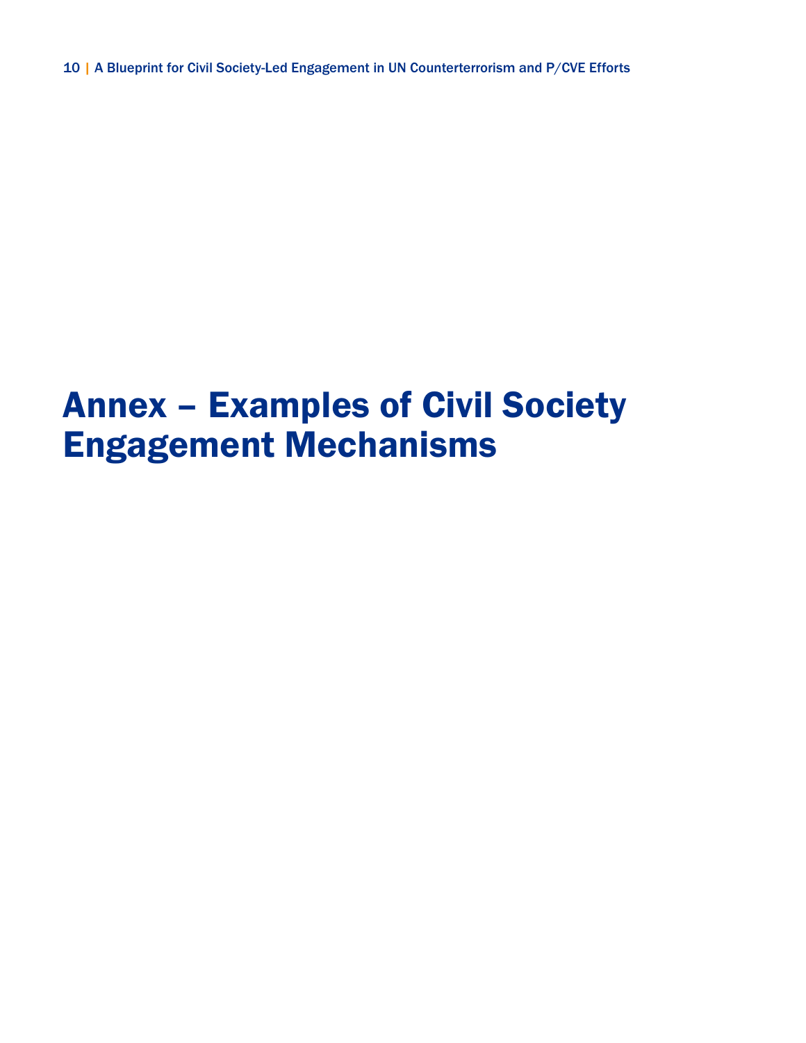# Annex – Examples of Civil Society Engagement Mechanisms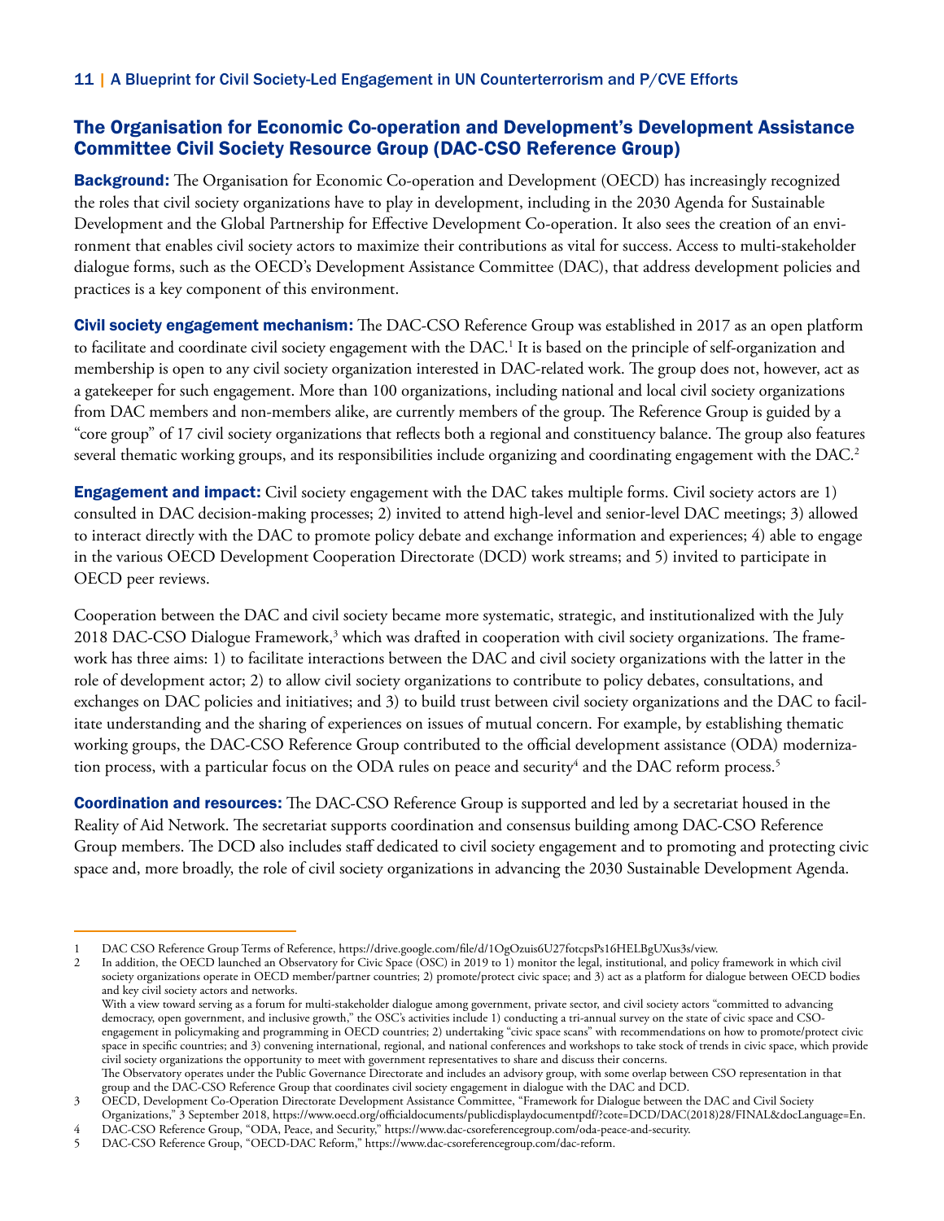## The Organisation for Economic Co-operation and Development's Development Assistance Committee Civil Society Resource Group (DAC-CSO Reference Group)

**Background:** The Organisation for Economic Co-operation and Development (OECD) has increasingly recognized the roles that civil society organizations have to play in development, including in the 2030 Agenda for Sustainable Development and the Global Partnership for Effective Development Co-operation. It also sees the creation of an environment that enables civil society actors to maximize their contributions as vital for success. Access to multi-stakeholder dialogue forms, such as the OECD's Development Assistance Committee (DAC), that address development policies and practices is a key component of this environment.

**Civil society engagement mechanism:** The DAC-CSO Reference Group was established in 2017 as an open platform to facilitate and coordinate civil society engagement with the DAC.[1] It is based on the principle of self-organization and membership is open to any civil society organization interested in DAC-related work. The group does not, however, act as a gatekeeper for such engagement. More than 100 organizations, including national and local civil society organizations from DAC members and non-members alike, are currently members of the group. The Reference Group is guided by a "core group" of 17 civil society organizations that reflects both a regional and constituency balance. The group also features several thematic working groups, and its responsibilities include organizing and coordinating engagement with the DAC.[2]

**Engagement and impact:** Civil society engagement with the DAC takes multiple forms. Civil society actors are 1) consulted in DAC decision-making processes; 2) invited to attend high-level and senior-level DAC meetings; 3) allowed to interact directly with the DAC to promote policy debate and exchange information and experiences; 4) able to engage in the various OECD Development Cooperation Directorate (DCD) work streams; and 5) invited to participate in OECD peer reviews.

Cooperation between the DAC and civil society became more systematic, strategic, and institutionalized with the July 2018 DAC-CSO Dialogue Framework,[3] which was drafted in cooperation with civil society organizations. The framework has three aims: 1) to facilitate interactions between the DAC and civil society organizations with the latter in the role of development actor; 2) to allow civil society organizations to contribute to policy debates, consultations, and exchanges on DAC policies and initiatives; and 3) to build trust between civil society organizations and the DAC to facilitate understanding and the sharing of experiences on issues of mutual concern. For example, by establishing thematic working groups, the DAC-CSO Reference Group contributed to the official development assistance (ODA) modernization process, with a particular focus on the ODA rules on peace and security[4] and the DAC reform process.[5]

**Coordination and resources:** The DAC-CSO Reference Group is supported and led by a secretariat housed in the Reality of Aid Network. The secretariat supports coordination and consensus building among DAC-CSO Reference Group members. The DCD also includes staff dedicated to civil society engagement and to promoting and protecting civic space and, more broadly, the role of civil society organizations in advancing the 2030 Sustainable Development Agenda.

---

1 DAC CSO Reference Group Terms of Reference, https://drive.google.com/file/d/1OgOzuis6U27fotcpsPs16HELBgUXus3s/view.

2 In addition, the OECD launched an Observatory for Civic Space (OSC) in 2019 to 1) monitor the legal, institutional, and policy framework in which civil society organizations operate in OECD member/partner countries; 2) promote/protect civic space; and 3) act as a platform for dialogue between OECD bodies and key civil society actors and networks.
With a view toward serving as a forum for multi-stakeholder dialogue among government, private sector, and civil society actors "committed to advancing democracy, open government, and inclusive growth," the OSC's activities include 1) conducting a tri-annual survey on the state of civic space and CSO-engagement in policymaking and programming in OECD countries; 2) undertaking "civic space scans" with recommendations on how to promote/protect civic space in specific countries; and 3) convening international, regional, and national conferences and workshops to take stock of trends in civic space, which provide civil society organizations the opportunity to meet with government representatives to share and discuss their concerns.
The Observatory operates under the Public Governance Directorate and includes an advisory group, with some overlap between CSO representation in that group and the DAC-CSO Reference Group that coordinates civil society engagement in dialogue with the DAC and DCD.

3 OECD, Development Co-Operation Directorate Development Assistance Committee, "Framework for Dialogue between the DAC and Civil Society Organizations," 3 September 2018, https://www.oecd.org/officialdocuments/publicdisplaydocumentpdf/?cote=DCD/DAC(2018)28/FINAL&docLanguage=En.

4 DAC-CSO Reference Group, "ODA, Peace, and Security," https://www.dac-csoreferencegroup.com/oda-peace-and-security.

5 DAC-CSO Reference Group, "OECD-DAC Reform," https://www.dac-csoreferencegroup.com/dac-reform.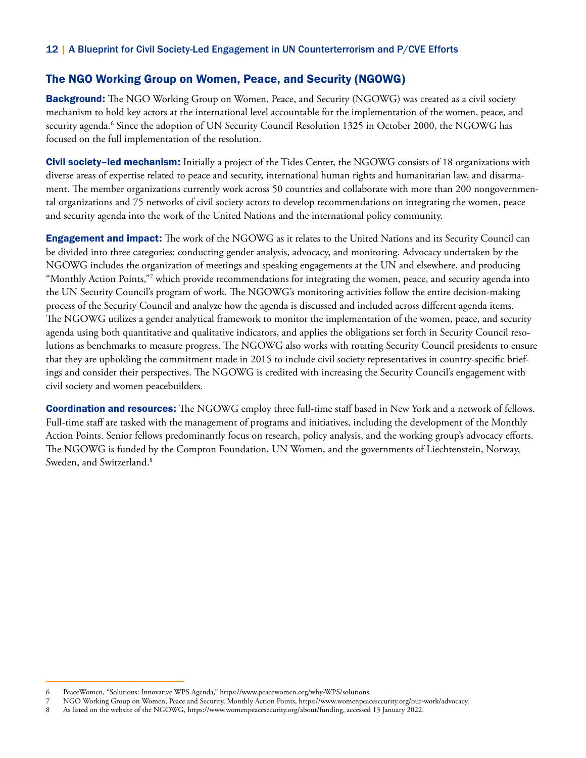## The NGO Working Group on Women, Peace, and Security (NGOWG)

**Background:** The NGO Working Group on Women, Peace, and Security (NGOWG) was created as a civil society mechanism to hold key actors at the international level accountable for the implementation of the women, peace, and security agenda.[6] Since the adoption of UN Security Council Resolution 1325 in October 2000, the NGOWG has focused on the full implementation of the resolution.

**Civil society–led mechanism:** Initially a project of the Tides Center, the NGOWG consists of 18 organizations with diverse areas of expertise related to peace and security, international human rights and humanitarian law, and disarmament. The member organizations currently work across 50 countries and collaborate with more than 200 nongovernmental organizations and 75 networks of civil society actors to develop recommendations on integrating the women, peace and security agenda into the work of the United Nations and the international policy community.

**Engagement and impact:** The work of the NGOWG as it relates to the United Nations and its Security Council can be divided into three categories: conducting gender analysis, advocacy, and monitoring. Advocacy undertaken by the NGOWG includes the organization of meetings and speaking engagements at the UN and elsewhere, and producing "Monthly Action Points,"[7] which provide recommendations for integrating the women, peace, and security agenda into the UN Security Council's program of work. The NGOWG's monitoring activities follow the entire decision-making process of the Security Council and analyze how the agenda is discussed and included across different agenda items. The NGOWG utilizes a gender analytical framework to monitor the implementation of the women, peace, and security agenda using both quantitative and qualitative indicators, and applies the obligations set forth in Security Council resolutions as benchmarks to measure progress. The NGOWG also works with rotating Security Council presidents to ensure that they are upholding the commitment made in 2015 to include civil society representatives in country-specific briefings and consider their perspectives. The NGOWG is credited with increasing the Security Council's engagement with civil society and women peacebuilders.

**Coordination and resources:** The NGOWG employ three full-time staff based in New York and a network of fellows. Full-time staff are tasked with the management of programs and initiatives, including the development of the Monthly Action Points. Senior fellows predominantly focus on research, policy analysis, and the working group's advocacy efforts. The NGOWG is funded by the Compton Foundation, UN Women, and the governments of Liechtenstein, Norway, Sweden, and Switzerland.[8]

---

6 PeaceWomen, "Solutions: Innovative WPS Agenda," https://www.peacewomen.org/why-WPS/solutions.

7 NGO Working Group on Women, Peace and Security, Monthly Action Points, https://www.womenpeacesecurity.org/our-work/advocacy.

8 As listed on the website of the NGOWG, https://www.womenpeacesecurity.org/about/funding, accessed 13 January 2022.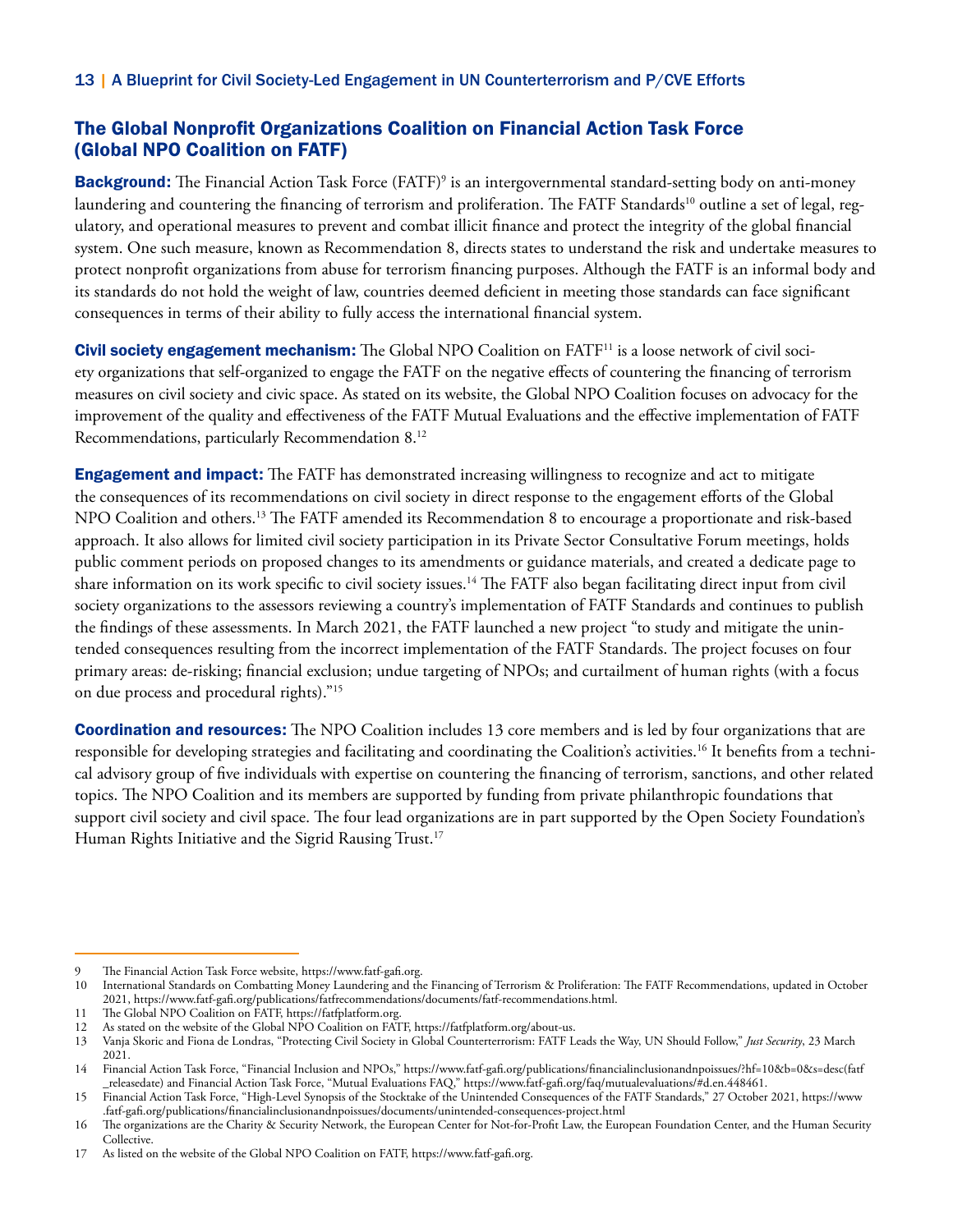## The Global Nonprofit Organizations Coalition on Financial Action Task Force (Global NPO Coalition on FATF)

**Background:** The Financial Action Task Force (FATF)[9] is an intergovernmental standard-setting body on anti-money laundering and countering the financing of terrorism and proliferation. The FATF Standards[10] outline a set of legal, regulatory, and operational measures to prevent and combat illicit finance and protect the integrity of the global financial system. One such measure, known as Recommendation 8, directs states to understand the risk and undertake measures to protect nonprofit organizations from abuse for terrorism financing purposes. Although the FATF is an informal body and its standards do not hold the weight of law, countries deemed deficient in meeting those standards can face significant consequences in terms of their ability to fully access the international financial system.

**Civil society engagement mechanism:** The Global NPO Coalition on FATF[11] is a loose network of civil society organizations that self-organized to engage the FATF on the negative effects of countering the financing of terrorism measures on civil society and civic space. As stated on its website, the Global NPO Coalition focuses on advocacy for the improvement of the quality and effectiveness of the FATF Mutual Evaluations and the effective implementation of FATF Recommendations, particularly Recommendation 8.[12]

**Engagement and impact:** The FATF has demonstrated increasing willingness to recognize and act to mitigate the consequences of its recommendations on civil society in direct response to the engagement efforts of the Global NPO Coalition and others.[13] The FATF amended its Recommendation 8 to encourage a proportionate and risk-based approach. It also allows for limited civil society participation in its Private Sector Consultative Forum meetings, holds public comment periods on proposed changes to its amendments or guidance materials, and created a dedicate page to share information on its work specific to civil society issues.[14] The FATF also began facilitating direct input from civil society organizations to the assessors reviewing a country's implementation of FATF Standards and continues to publish the findings of these assessments. In March 2021, the FATF launched a new project "to study and mitigate the unintended consequences resulting from the incorrect implementation of the FATF Standards. The project focuses on four primary areas: de-risking; financial exclusion; undue targeting of NPOs; and curtailment of human rights (with a focus on due process and procedural rights)."[15]

**Coordination and resources:** The NPO Coalition includes 13 core members and is led by four organizations that are responsible for developing strategies and facilitating and coordinating the Coalition's activities.[16] It benefits from a technical advisory group of five individuals with expertise on countering the financing of terrorism, sanctions, and other related topics. The NPO Coalition and its members are supported by funding from private philanthropic foundations that support civil society and civil space. The four lead organizations are in part supported by the Open Society Foundation's Human Rights Initiative and the Sigrid Rausing Trust.[17]

---

9 The Financial Action Task Force website, https://www.fatf-gafi.org.

10 International Standards on Combatting Money Laundering and the Financing of Terrorism & Proliferation: The FATF Recommendations, updated in October 2021, https://www.fatf-gafi.org/publications/fatfrecommendations/documents/fatf-recommendations.html.

11 The Global NPO Coalition on FATF, https://fatfplatform.org.

12 As stated on the website of the Global NPO Coalition on FATF, https://fatfplatform.org/about-us.

13 Vanja Skoric and Fiona de Londras, "Protecting Civil Society in Global Counterterrorism: FATF Leads the Way, UN Should Follow," *Just Security*, 23 March 2021.

14 Financial Action Task Force, "Financial Inclusion and NPOs," https://www.fatf-gafi.org/publications/financialinclusionandnpoissues/?hf=10&b=0&s=desc(fatf_releasedate) and Financial Action Task Force, "Mutual Evaluations FAQ," https://www.fatf-gafi.org/faq/mutualevaluations/#d.en.448461.

15 Financial Action Task Force, "High-Level Synopsis of the Stocktake of the Unintended Consequences of the FATF Standards," 27 October 2021, https://www.fatf-gafi.org/publications/financialinclusionandnpoissues/documents/unintended-consequences-project.html

16 The organizations are the Charity & Security Network, the European Center for Not-for-Profit Law, the European Foundation Center, and the Human Security Collective.

17 As listed on the website of the Global NPO Coalition on FATF, https://www.fatf-gafi.org.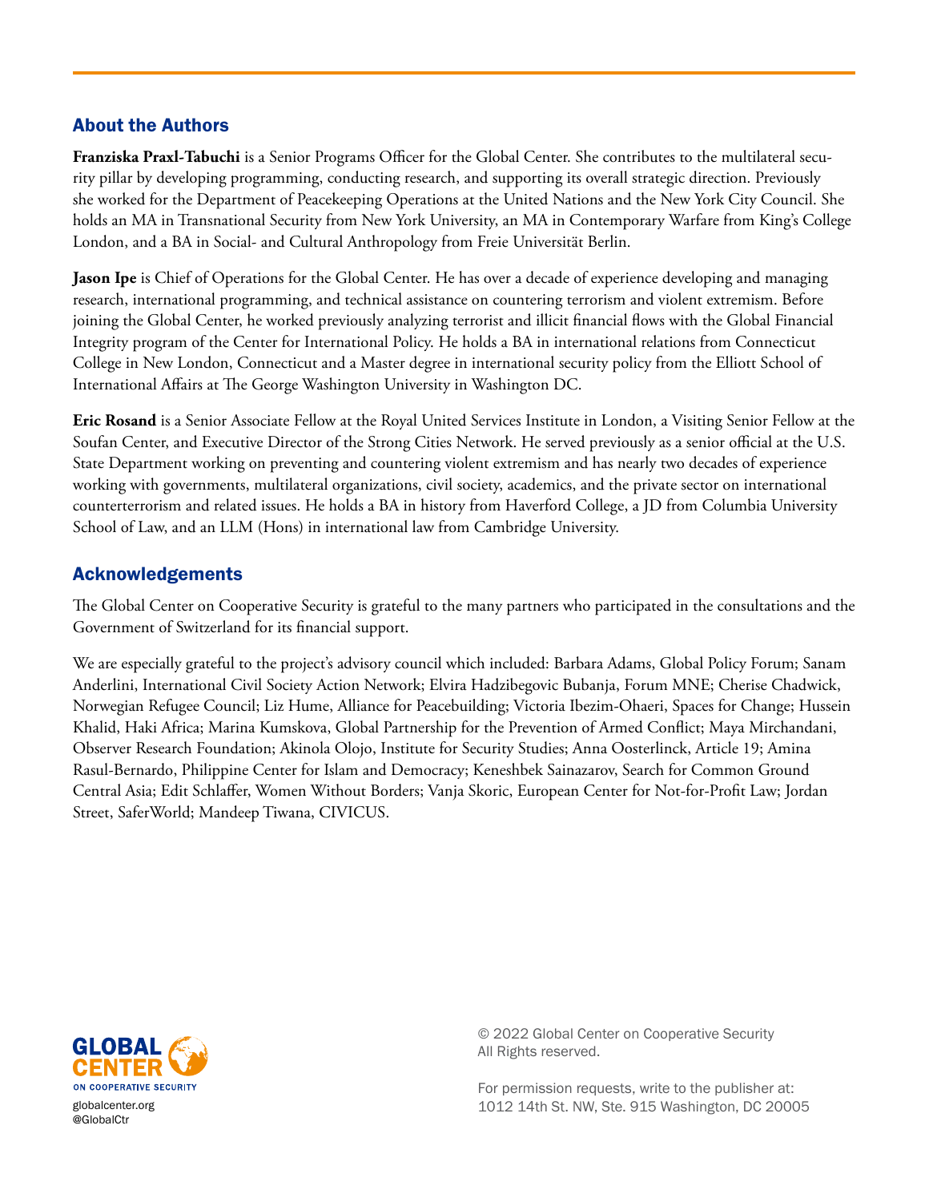## About the Authors

**Franziska Praxl-Tabuchi** is a Senior Programs Officer for the Global Center. She contributes to the multilateral security pillar by developing programming, conducting research, and supporting its overall strategic direction. Previously she worked for the Department of Peacekeeping Operations at the United Nations and the New York City Council. She holds an MA in Transnational Security from New York University, an MA in Contemporary Warfare from King's College London, and a BA in Social- and Cultural Anthropology from Freie Universität Berlin.

**Jason Ipe** is Chief of Operations for the Global Center. He has over a decade of experience developing and managing research, international programming, and technical assistance on countering terrorism and violent extremism. Before joining the Global Center, he worked previously analyzing terrorist and illicit financial flows with the Global Financial Integrity program of the Center for International Policy. He holds a BA in international relations from Connecticut College in New London, Connecticut and a Master degree in international security policy from the Elliott School of International Affairs at The George Washington University in Washington DC.

**Eric Rosand** is a Senior Associate Fellow at the Royal United Services Institute in London, a Visiting Senior Fellow at the Soufan Center, and Executive Director of the Strong Cities Network. He served previously as a senior official at the U.S. State Department working on preventing and countering violent extremism and has nearly two decades of experience working with governments, multilateral organizations, civil society, academics, and the private sector on international counterterrorism and related issues. He holds a BA in history from Haverford College, a JD from Columbia University School of Law, and an LLM (Hons) in international law from Cambridge University.

## Acknowledgements

The Global Center on Cooperative Security is grateful to the many partners who participated in the consultations and the Government of Switzerland for its financial support.

We are especially grateful to the project's advisory council which included: Barbara Adams, Global Policy Forum; Sanam Anderlini, International Civil Society Action Network; Elvira Hadzibegovic Bubanja, Forum MNE; Cherise Chadwick, Norwegian Refugee Council; Liz Hume, Alliance for Peacebuilding; Victoria Ibezim-Ohaeri, Spaces for Change; Hussein Khalid, Haki Africa; Marina Kumskova, Global Partnership for the Prevention of Armed Conflict; Maya Mirchandani, Observer Research Foundation; Akinola Olojo, Institute for Security Studies; Anna Oosterlinck, Article 19; Amina Rasul-Bernardo, Philippine Center for Islam and Democracy; Keneshbek Sainazarov, Search for Common Ground Central Asia; Edit Schlaffer, Women Without Borders; Vanja Skoric, European Center for Not-for-Profit Law; Jordan Street, SaferWorld; Mandeep Tiwana, CIVICUS.

GLOBAL CENTER ON COOPERATIVE SECURITY

globalcenter.org
@GlobalCtr

© 2022 Global Center on Cooperative Security
All Rights reserved.

For permission requests, write to the publisher at:
1012 14th St. NW, Ste. 915 Washington, DC 20005